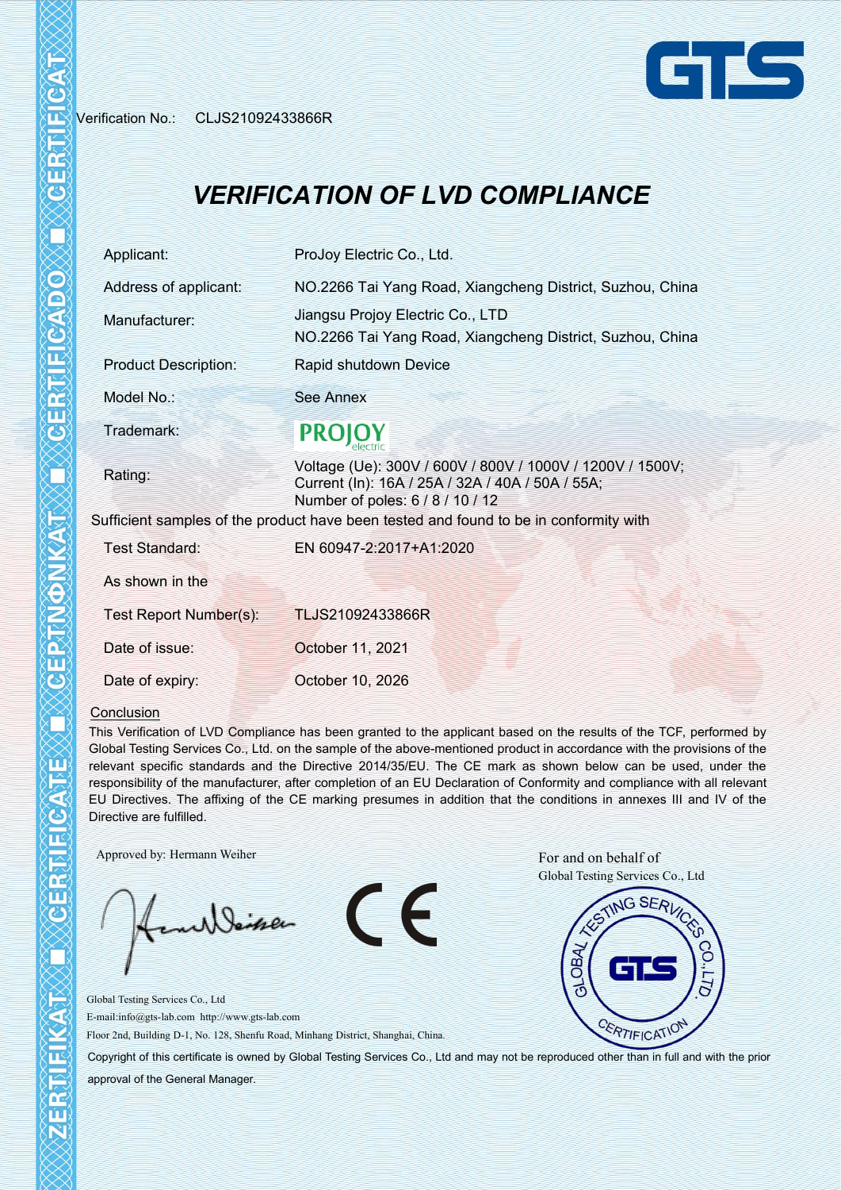Verification No.: CLJS21092433866R

# VERIFICATION OF LVD COMPLIANCE

| | |
|---|---|
| Applicant: | ProJoy Electric Co., Ltd. |
| Address of applicant: | NO.2266 Tai Yang Road, Xiangcheng District, Suzhou, China |
| Manufacturer: | Jiangsu Projoy Electric Co., LTD<br>NO.2266 Tai Yang Road, Xiangcheng District, Suzhou, China |
| Product Description: | Rapid shutdown Device |
| Model No.: | See Annex |
| Trademark: | PROJOY electric |
| Rating: | Voltage (Ue): 300V / 600V / 800V / 1000V / 1200V / 1500V;<br>Current (In): 16A / 25A / 32A / 40A / 50A / 55A;<br>Number of poles: 6 / 8 / 10 / 12 |

Sufficient samples of the product have been tested and found to be in conformity with

| | |
|---|---|
| Test Standard: | EN 60947-2:2017+A1:2020 |
| As shown in the | |
| Test Report Number(s): | TLJS21092433866R |
| Date of issue: | October 11, 2021 |
| Date of expiry: | October 10, 2026 |

## Conclusion

This Verification of LVD Compliance has been granted to the applicant based on the results of the TCF, performed by Global Testing Services Co., Ltd. on the sample of the above-mentioned product in accordance with the provisions of the relevant specific standards and the Directive 2014/35/EU. The CE mark as shown below can be used, under the responsibility of the manufacturer, after completion of an EU Declaration of Conformity and compliance with all relevant EU Directives. The affixing of the CE marking presumes in addition that the conditions in annexes III and IV of the Directive are fulfilled.

Approved by: Hermann Weiher

For and on behalf of
Global Testing Services Co., Ltd

Global Testing Services Co., Ltd
E-mail:info@gts-lab.com http://www.gts-lab.com
Floor 2nd, Building D-1, No. 128, Shenfu Road, Minhang District, Shanghai, China.

Copyright of this certificate is owned by Global Testing Services Co., Ltd and may not be reproduced other than in full and with the prior approval of the General Manager.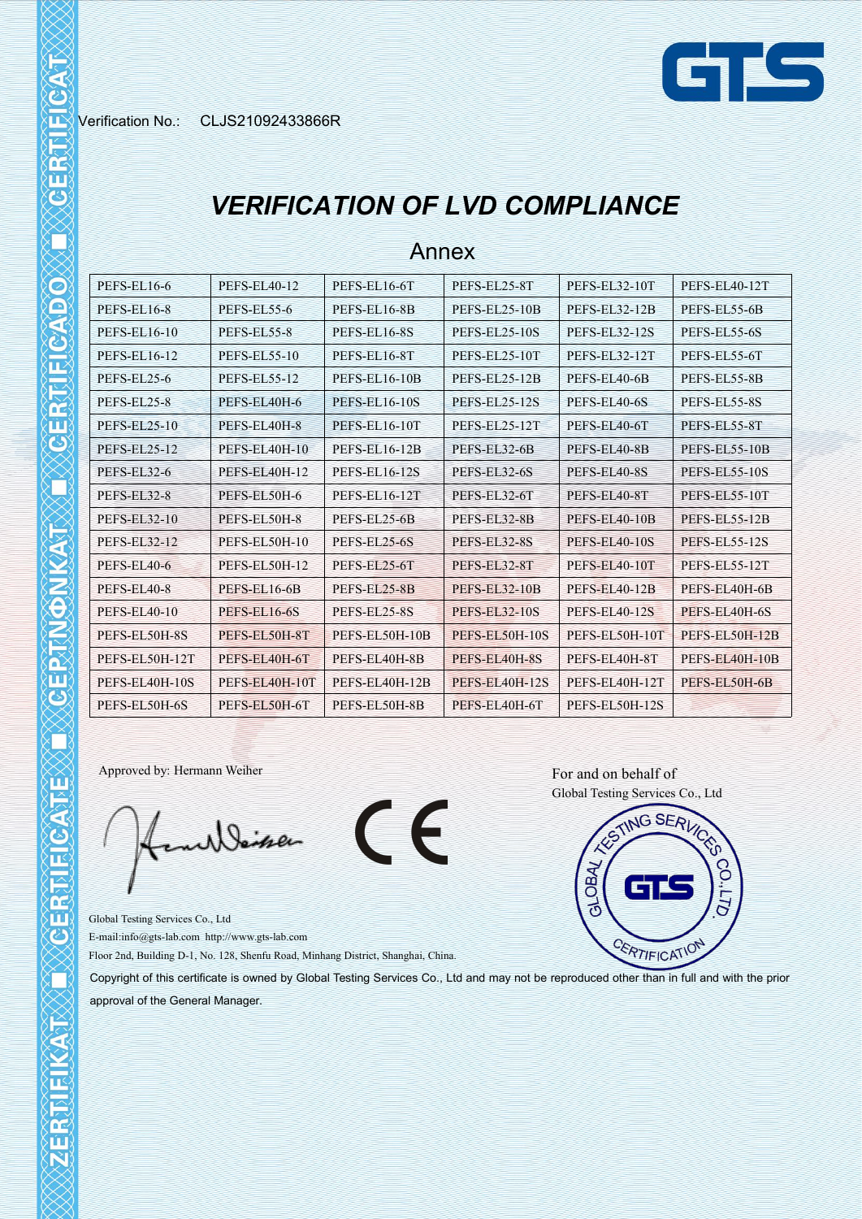Verification No.: CLJS21092433866R

# VERIFICATION OF LVD COMPLIANCE

## Annex

| | | | | | |
|---|---|---|---|---|---|
| PEFS-EL16-6 | PEFS-EL40-12 | PEFS-EL16-6T | PEFS-EL25-8T | PEFS-EL32-10T | PEFS-EL40-12T |
| PEFS-EL16-8 | PEFS-EL55-6 | PEFS-EL16-8B | PEFS-EL25-10B | PEFS-EL32-12B | PEFS-EL55-6B |
| PEFS-EL16-10 | PEFS-EL55-8 | PEFS-EL16-8S | PEFS-EL25-10S | PEFS-EL32-12S | PEFS-EL55-6S |
| PEFS-EL16-12 | PEFS-EL55-10 | PEFS-EL16-8T | PEFS-EL25-10T | PEFS-EL32-12T | PEFS-EL55-6T |
| PEFS-EL25-6 | PEFS-EL55-12 | PEFS-EL16-10B | PEFS-EL25-12B | PEFS-EL40-6B | PEFS-EL55-8B |
| PEFS-EL25-8 | PEFS-EL40H-6 | PEFS-EL16-10S | PEFS-EL25-12S | PEFS-EL40-6S | PEFS-EL55-8S |
| PEFS-EL25-10 | PEFS-EL40H-8 | PEFS-EL16-10T | PEFS-EL25-12T | PEFS-EL40-6T | PEFS-EL55-8T |
| PEFS-EL25-12 | PEFS-EL40H-10 | PEFS-EL16-12B | PEFS-EL32-6B | PEFS-EL40-8B | PEFS-EL55-10B |
| PEFS-EL32-6 | PEFS-EL40H-12 | PEFS-EL16-12S | PEFS-EL32-6S | PEFS-EL40-8S | PEFS-EL55-10S |
| PEFS-EL32-8 | PEFS-EL50H-6 | PEFS-EL16-12T | PEFS-EL32-6T | PEFS-EL40-8T | PEFS-EL55-10T |
| PEFS-EL32-10 | PEFS-EL50H-8 | PEFS-EL25-6B | PEFS-EL32-8B | PEFS-EL40-10B | PEFS-EL55-12B |
| PEFS-EL32-12 | PEFS-EL50H-10 | PEFS-EL25-6S | PEFS-EL32-8S | PEFS-EL40-10S | PEFS-EL55-12S |
| PEFS-EL40-6 | PEFS-EL50H-12 | PEFS-EL25-6T | PEFS-EL32-8T | PEFS-EL40-10T | PEFS-EL55-12T |
| PEFS-EL40-8 | PEFS-EL16-6B | PEFS-EL25-8B | PEFS-EL32-10B | PEFS-EL40-12B | PEFS-EL40H-6B |
| PEFS-EL40-10 | PEFS-EL16-6S | PEFS-EL25-8S | PEFS-EL32-10S | PEFS-EL40-12S | PEFS-EL40H-6S |
| PEFS-EL50H-8S | PEFS-EL50H-8T | PEFS-EL50H-10B | PEFS-EL50H-10S | PEFS-EL50H-10T | PEFS-EL50H-12B |
| PEFS-EL50H-12T | PEFS-EL40H-6T | PEFS-EL40H-8B | PEFS-EL40H-8S | PEFS-EL40H-8T | PEFS-EL40H-10B |
| PEFS-EL40H-10S | PEFS-EL40H-10T | PEFS-EL40H-12B | PEFS-EL40H-12S | PEFS-EL40H-12T | PEFS-EL50H-6B |
| PEFS-EL50H-6S | PEFS-EL50H-6T | PEFS-EL50H-8B | PEFS-EL40H-6T | PEFS-EL50H-12S | |

Approved by: Hermann Weiher

For and on behalf of
Global Testing Services Co., Ltd

Global Testing Services Co., Ltd
E-mail:info@gts-lab.com http://www.gts-lab.com
Floor 2nd, Building D-1, No. 128, Shenfu Road, Minhang District, Shanghai, China.

Copyright of this certificate is owned by Global Testing Services Co., Ltd and may not be reproduced other than in full and with the prior approval of the General Manager.